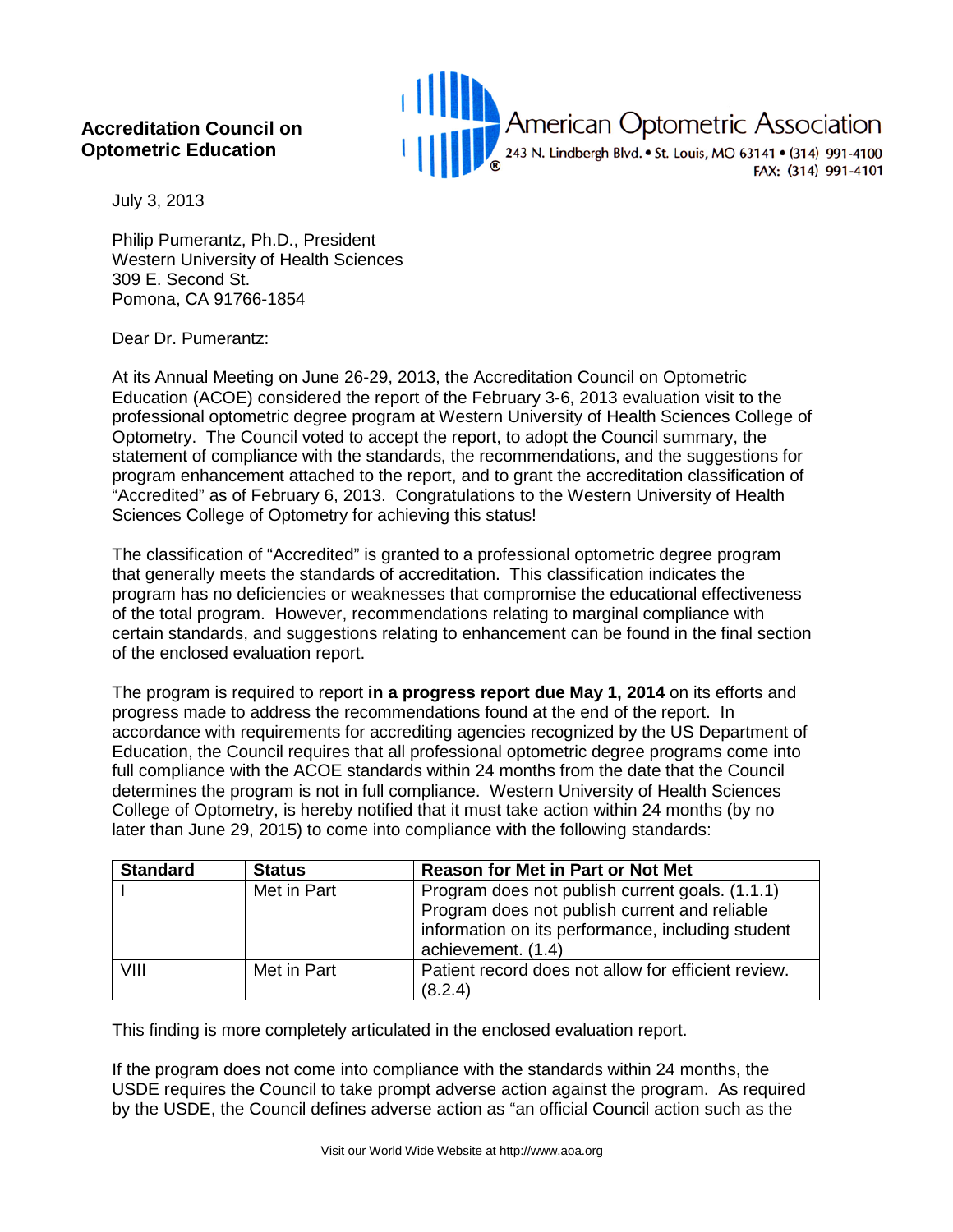**Accreditation Council on Optometric Education**

American Optometric Association
243 N. Lindbergh Blvd. • St. Louis, MO 63141 • (314) 991-4100
FAX: (314) 991-4101

July 3, 2013

Philip Pumerantz, Ph.D., President
Western University of Health Sciences
309 E. Second St.
Pomona, CA 91766-1854

Dear Dr. Pumerantz:

At its Annual Meeting on June 26-29, 2013, the Accreditation Council on Optometric Education (ACOE) considered the report of the February 3-6, 2013 evaluation visit to the professional optometric degree program at Western University of Health Sciences College of Optometry. The Council voted to accept the report, to adopt the Council summary, the statement of compliance with the standards, the recommendations, and the suggestions for program enhancement attached to the report, and to grant the accreditation classification of "Accredited" as of February 6, 2013. Congratulations to the Western University of Health Sciences College of Optometry for achieving this status!

The classification of "Accredited" is granted to a professional optometric degree program that generally meets the standards of accreditation. This classification indicates the program has no deficiencies or weaknesses that compromise the educational effectiveness of the total program. However, recommendations relating to marginal compliance with certain standards, and suggestions relating to enhancement can be found in the final section of the enclosed evaluation report.

The program is required to report **in a progress report due May 1, 2014** on its efforts and progress made to address the recommendations found at the end of the report. In accordance with requirements for accrediting agencies recognized by the US Department of Education, the Council requires that all professional optometric degree programs come into full compliance with the ACOE standards within 24 months from the date that the Council determines the program is not in full compliance. Western University of Health Sciences College of Optometry, is hereby notified that it must take action within 24 months (by no later than June 29, 2015) to come into compliance with the following standards:

| Standard | Status | Reason for Met in Part or Not Met |
|---|---|---|
| I | Met in Part | Program does not publish current goals. (1.1.1) Program does not publish current and reliable information on its performance, including student achievement. (1.4) |
| VIII | Met in Part | Patient record does not allow for efficient review. (8.2.4) |

This finding is more completely articulated in the enclosed evaluation report.

If the program does not come into compliance with the standards within 24 months, the USDE requires the Council to take prompt adverse action against the program. As required by the USDE, the Council defines adverse action as "an official Council action such as the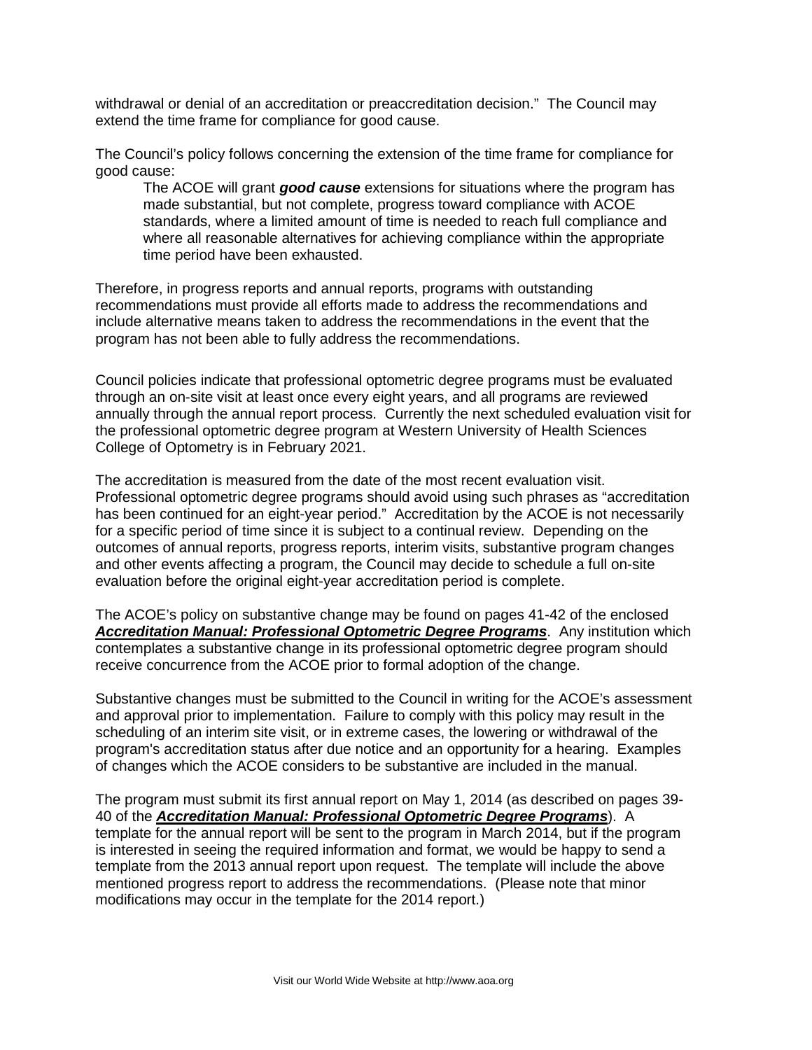withdrawal or denial of an accreditation or preaccreditation decision." The Council may extend the time frame for compliance for good cause.

The Council's policy follows concerning the extension of the time frame for compliance for good cause:

> The ACOE will grant ***good cause*** extensions for situations where the program has made substantial, but not complete, progress toward compliance with ACOE standards, where a limited amount of time is needed to reach full compliance and where all reasonable alternatives for achieving compliance within the appropriate time period have been exhausted.

Therefore, in progress reports and annual reports, programs with outstanding recommendations must provide all efforts made to address the recommendations and include alternative means taken to address the recommendations in the event that the program has not been able to fully address the recommendations.

Council policies indicate that professional optometric degree programs must be evaluated through an on-site visit at least once every eight years, and all programs are reviewed annually through the annual report process. Currently the next scheduled evaluation visit for the professional optometric degree program at Western University of Health Sciences College of Optometry is in February 2021.

The accreditation is measured from the date of the most recent evaluation visit. Professional optometric degree programs should avoid using such phrases as "accreditation has been continued for an eight-year period." Accreditation by the ACOE is not necessarily for a specific period of time since it is subject to a continual review. Depending on the outcomes of annual reports, progress reports, interim visits, substantive program changes and other events affecting a program, the Council may decide to schedule a full on-site evaluation before the original eight-year accreditation period is complete.

The ACOE's policy on substantive change may be found on pages 41-42 of the enclosed ***Accreditation Manual: Professional Optometric Degree Programs***. Any institution which contemplates a substantive change in its professional optometric degree program should receive concurrence from the ACOE prior to formal adoption of the change.

Substantive changes must be submitted to the Council in writing for the ACOE's assessment and approval prior to implementation. Failure to comply with this policy may result in the scheduling of an interim site visit, or in extreme cases, the lowering or withdrawal of the program's accreditation status after due notice and an opportunity for a hearing. Examples of changes which the ACOE considers to be substantive are included in the manual.

The program must submit its first annual report on May 1, 2014 (as described on pages 39-40 of the ***Accreditation Manual: Professional Optometric Degree Programs***). A template for the annual report will be sent to the program in March 2014, but if the program is interested in seeing the required information and format, we would be happy to send a template from the 2013 annual report upon request. The template will include the above mentioned progress report to address the recommendations. (Please note that minor modifications may occur in the template for the 2014 report.)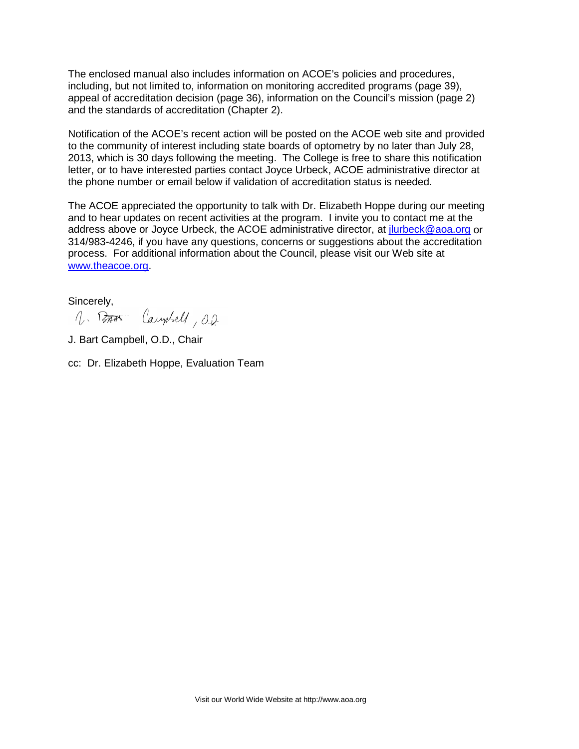The enclosed manual also includes information on ACOE's policies and procedures, including, but not limited to, information on monitoring accredited programs (page 39), appeal of accreditation decision (page 36), information on the Council's mission (page 2) and the standards of accreditation (Chapter 2).

Notification of the ACOE's recent action will be posted on the ACOE web site and provided to the community of interest including state boards of optometry by no later than July 28, 2013, which is 30 days following the meeting. The College is free to share this notification letter, or to have interested parties contact Joyce Urbeck, ACOE administrative director at the phone number or email below if validation of accreditation status is needed.

The ACOE appreciated the opportunity to talk with Dr. Elizabeth Hoppe during our meeting and to hear updates on recent activities at the program. I invite you to contact me at the address above or Joyce Urbeck, the ACOE administrative director, at jlurbeck@aoa.org or 314/983-4246, if you have any questions, concerns or suggestions about the accreditation process. For additional information about the Council, please visit our Web site at www.theacoe.org.

Sincerely,

J. Bart Campbell, O.D.

J. Bart Campbell, O.D., Chair

cc: Dr. Elizabeth Hoppe, Evaluation Team

Visit our World Wide Website at http://www.aoa.org